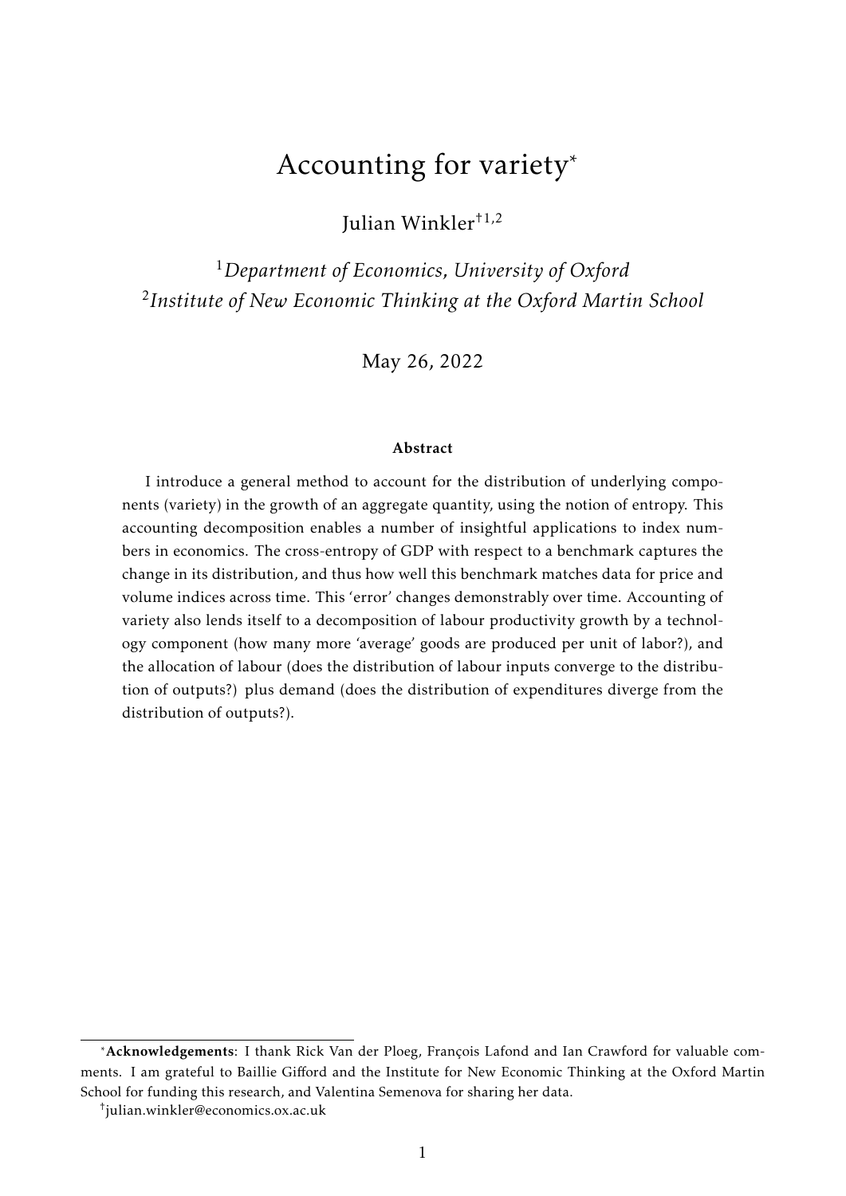# Accounting for variety*

Julian Winkler[†1,2]

[1] *Department of Economics, University of Oxford*
[2] *Institute of New Economic Thinking at the Oxford Martin School*

May 26, 2022

### Abstract

I introduce a general method to account for the distribution of underlying components (variety) in the growth of an aggregate quantity, using the notion of entropy. This accounting decomposition enables a number of insightful applications to index numbers in economics. The cross-entropy of GDP with respect to a benchmark captures the change in its distribution, and thus how well this benchmark matches data for price and volume indices across time. This 'error' changes demonstrably over time. Accounting of variety also lends itself to a decomposition of labour productivity growth by a technology component (how many more 'average' goods are produced per unit of labor?), and the allocation of labour (does the distribution of labour inputs converge to the distribution of outputs?) plus demand (does the distribution of expenditures diverge from the distribution of outputs?).

---

*[*] **Acknowledgements**: I thank Rick Van der Ploeg, François Lafond and Ian Crawford for valuable comments. I am grateful to Baillie Gifford and the Institute for New Economic Thinking at the Oxford Martin School for funding this research, and Valentina Semenova for sharing her data.*

[†] julian.winkler@economics.ox.ac.uk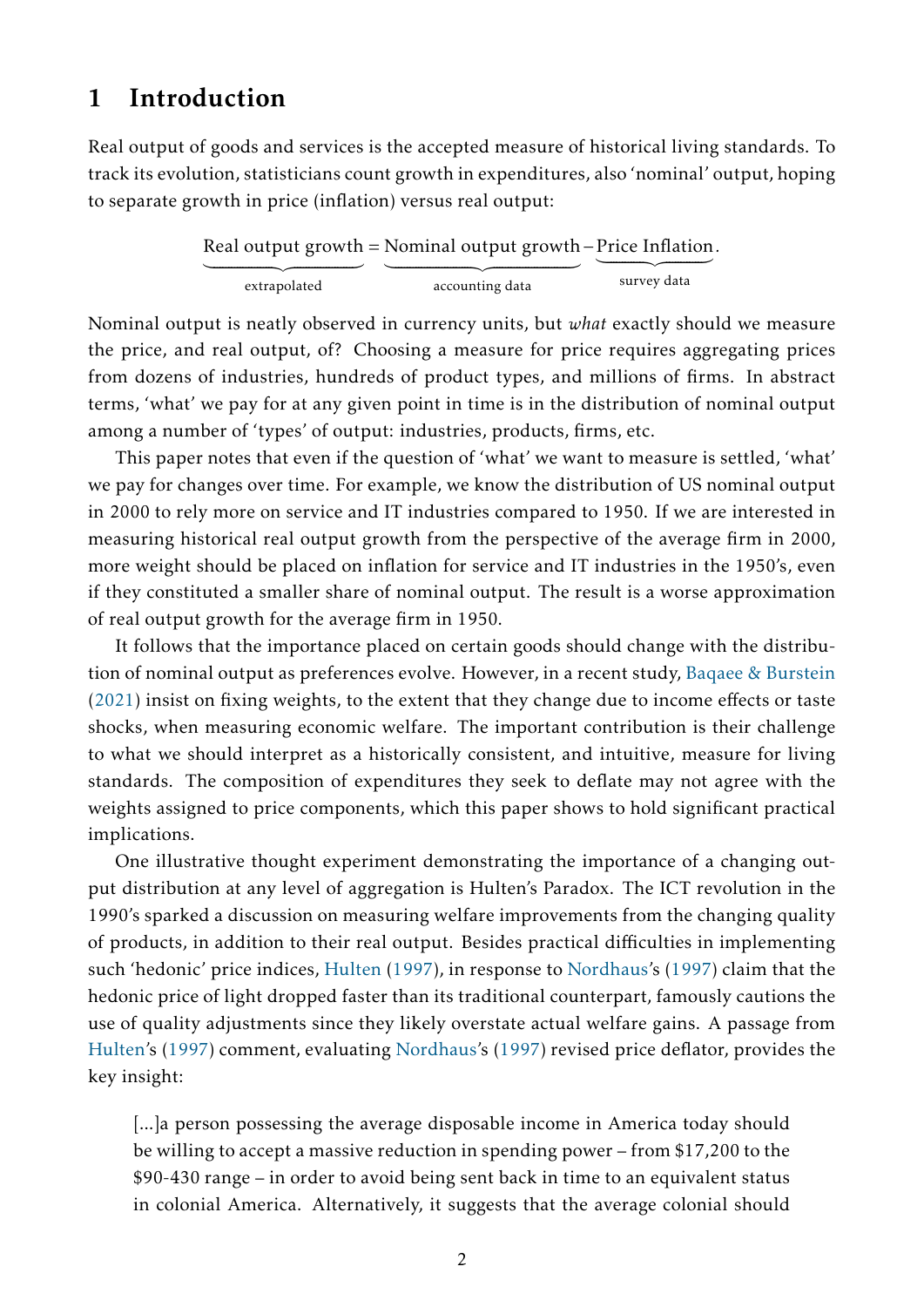# 1 Introduction

Real output of goods and services is the accepted measure of historical living standards. To track its evolution, statisticians count growth in expenditures, also 'nominal' output, hoping to separate growth in price (inflation) versus real output:

$$\underbrace{\text{Real output growth}}_{\text{extrapolated}} = \underbrace{\text{Nominal output growth}}_{\text{accounting data}} - \underbrace{\text{Price Inflation}}_{\text{survey data}}.$$

Nominal output is neatly observed in currency units, but *what* exactly should we measure the price, and real output, of? Choosing a measure for price requires aggregating prices from dozens of industries, hundreds of product types, and millions of firms. In abstract terms, 'what' we pay for at any given point in time is in the distribution of nominal output among a number of 'types' of output: industries, products, firms, etc.

This paper notes that even if the question of 'what' we want to measure is settled, 'what' we pay for changes over time. For example, we know the distribution of US nominal output in 2000 to rely more on service and IT industries compared to 1950. If we are interested in measuring historical real output growth from the perspective of the average firm in 2000, more weight should be placed on inflation for service and IT industries in the 1950's, even if they constituted a smaller share of nominal output. The result is a worse approximation of real output growth for the average firm in 1950.

It follows that the importance placed on certain goods should change with the distribution of nominal output as preferences evolve. However, in a recent study, Baqaee & Burstein (2021) insist on fixing weights, to the extent that they change due to income effects or taste shocks, when measuring economic welfare. The important contribution is their challenge to what we should interpret as a historically consistent, and intuitive, measure for living standards. The composition of expenditures they seek to deflate may not agree with the weights assigned to price components, which this paper shows to hold significant practical implications.

One illustrative thought experiment demonstrating the importance of a changing output distribution at any level of aggregation is Hulten's Paradox. The ICT revolution in the 1990's sparked a discussion on measuring welfare improvements from the changing quality of products, in addition to their real output. Besides practical difficulties in implementing such 'hedonic' price indices, Hulten (1997), in response to Nordhaus's (1997) claim that the hedonic price of light dropped faster than its traditional counterpart, famously cautions the use of quality adjustments since they likely overstate actual welfare gains. A passage from Hulten's (1997) comment, evaluating Nordhaus's (1997) revised price deflator, provides the key insight:

> [...]a person possessing the average disposable income in America today should be willing to accept a massive reduction in spending power – from $17,200 to the $90-430 range – in order to avoid being sent back in time to an equivalent status in colonial America. Alternatively, it suggests that the average colonial should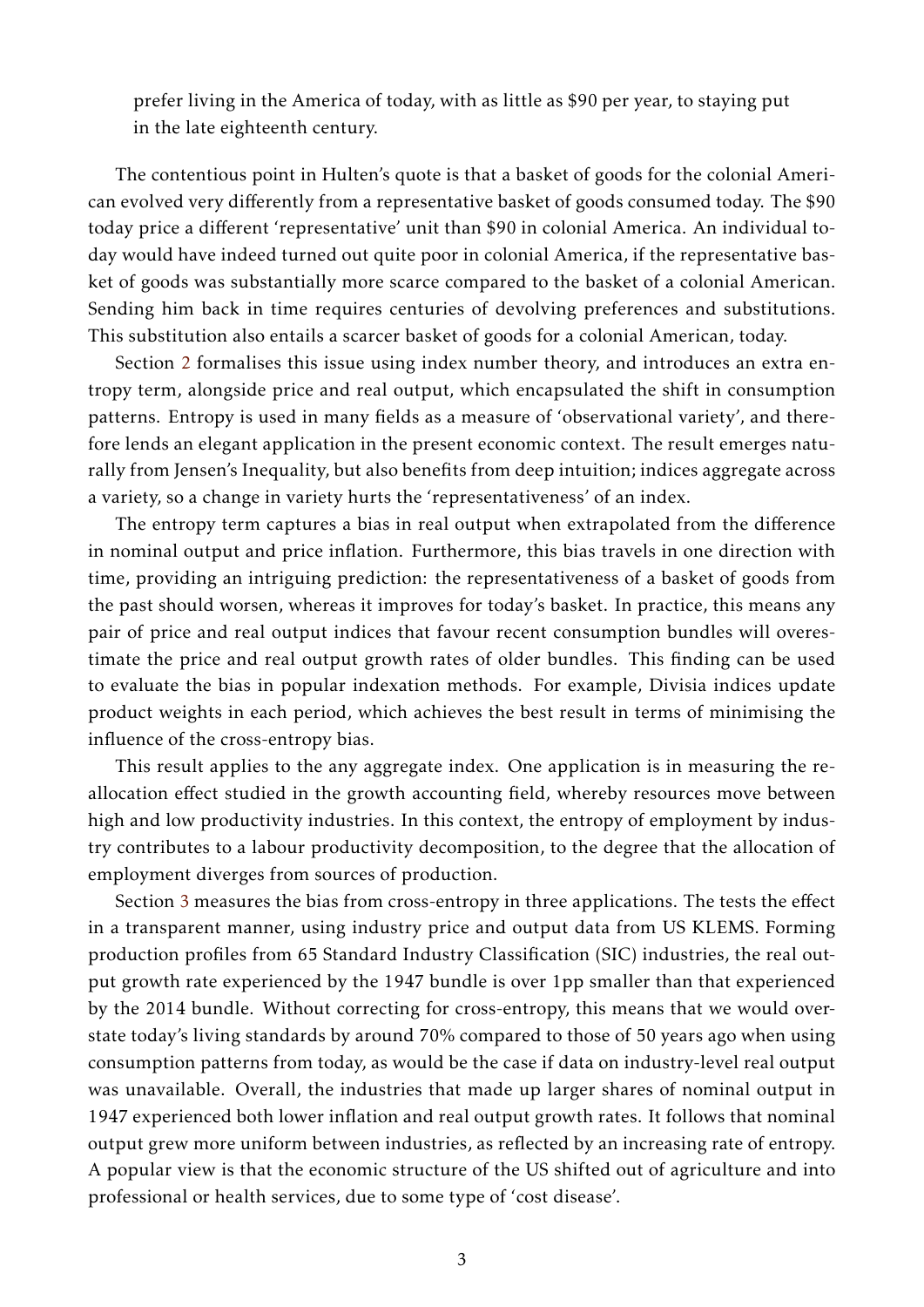> prefer living in the America of today, with as little as $90 per year, to staying put in the late eighteenth century.

The contentious point in Hulten's quote is that a basket of goods for the colonial American evolved very differently from a representative basket of goods consumed today. The $90 today price a different 'representative' unit than $90 in colonial America. An individual today would have indeed turned out quite poor in colonial America, if the representative basket of goods was substantially more scarce compared to the basket of a colonial American. Sending him back in time requires centuries of devolving preferences and substitutions. This substitution also entails a scarcer basket of goods for a colonial American, today.

Section 2 formalises this issue using index number theory, and introduces an extra entropy term, alongside price and real output, which encapsulated the shift in consumption patterns. Entropy is used in many fields as a measure of 'observational variety', and therefore lends an elegant application in the present economic context. The result emerges naturally from Jensen's Inequality, but also benefits from deep intuition; indices aggregate across a variety, so a change in variety hurts the 'representativeness' of an index.

The entropy term captures a bias in real output when extrapolated from the difference in nominal output and price inflation. Furthermore, this bias travels in one direction with time, providing an intriguing prediction: the representativeness of a basket of goods from the past should worsen, whereas it improves for today's basket. In practice, this means any pair of price and real output indices that favour recent consumption bundles will overestimate the price and real output growth rates of older bundles. This finding can be used to evaluate the bias in popular indexation methods. For example, Divisia indices update product weights in each period, which achieves the best result in terms of minimising the influence of the cross-entropy bias.

This result applies to the any aggregate index. One application is in measuring the reallocation effect studied in the growth accounting field, whereby resources move between high and low productivity industries. In this context, the entropy of employment by industry contributes to a labour productivity decomposition, to the degree that the allocation of employment diverges from sources of production.

Section 3 measures the bias from cross-entropy in three applications. The tests the effect in a transparent manner, using industry price and output data from US KLEMS. Forming production profiles from 65 Standard Industry Classification (SIC) industries, the real output growth rate experienced by the 1947 bundle is over 1pp smaller than that experienced by the 2014 bundle. Without correcting for cross-entropy, this means that we would overstate today's living standards by around 70% compared to those of 50 years ago when using consumption patterns from today, as would be the case if data on industry-level real output was unavailable. Overall, the industries that made up larger shares of nominal output in 1947 experienced both lower inflation and real output growth rates. It follows that nominal output grew more uniform between industries, as reflected by an increasing rate of entropy. A popular view is that the economic structure of the US shifted out of agriculture and into professional or health services, due to some type of 'cost disease'.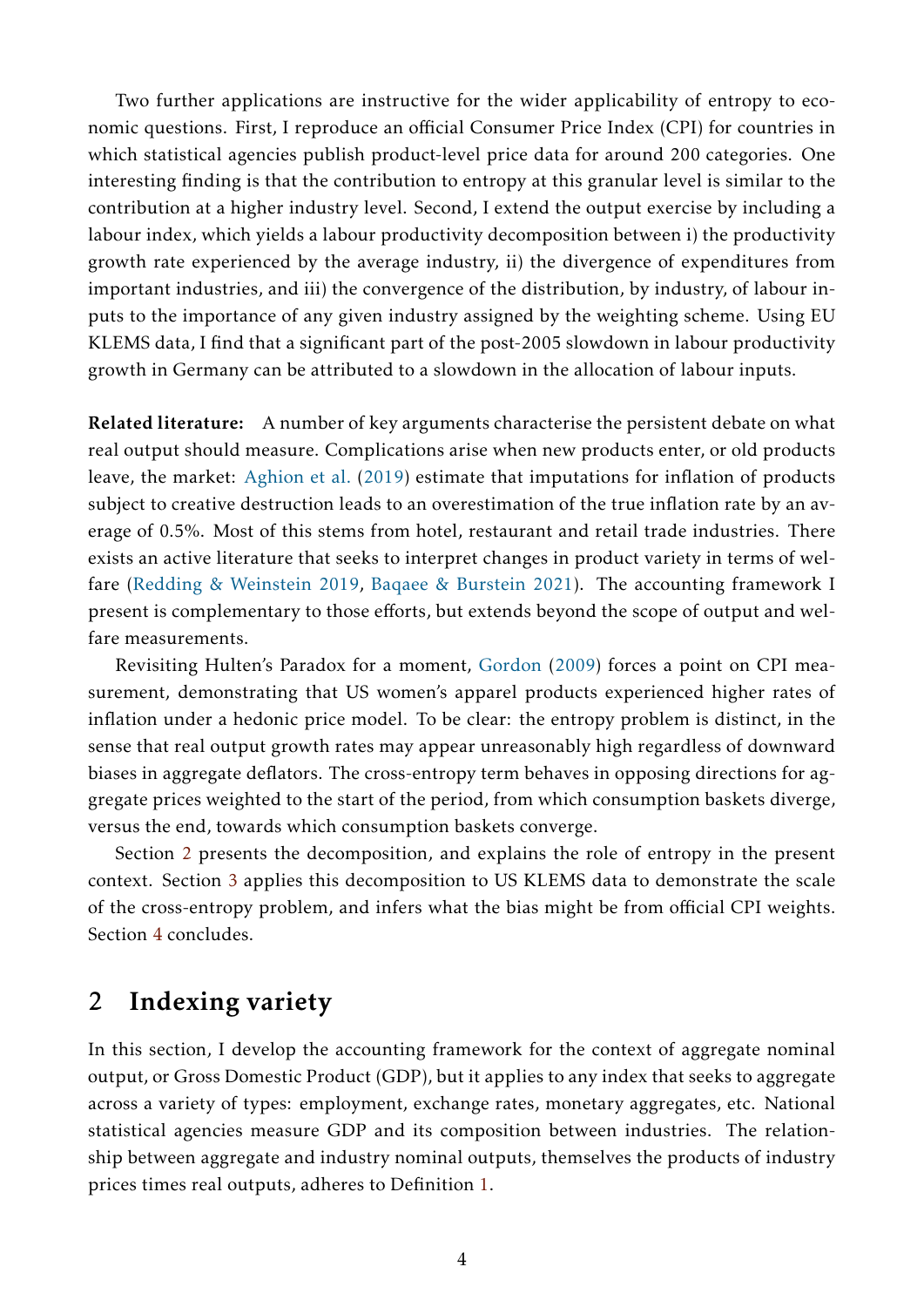Two further applications are instructive for the wider applicability of entropy to economic questions. First, I reproduce an official Consumer Price Index (CPI) for countries in which statistical agencies publish product-level price data for around 200 categories. One interesting finding is that the contribution to entropy at this granular level is similar to the contribution at a higher industry level. Second, I extend the output exercise by including a labour index, which yields a labour productivity decomposition between i) the productivity growth rate experienced by the average industry, ii) the divergence of expenditures from important industries, and iii) the convergence of the distribution, by industry, of labour inputs to the importance of any given industry assigned by the weighting scheme. Using EU KLEMS data, I find that a significant part of the post-2005 slowdown in labour productivity growth in Germany can be attributed to a slowdown in the allocation of labour inputs.

**Related literature:** A number of key arguments characterise the persistent debate on what real output should measure. Complications arise when new products enter, or old products leave, the market: Aghion et al. (2019) estimate that imputations for inflation of products subject to creative destruction leads to an overestimation of the true inflation rate by an average of 0.5%. Most of this stems from hotel, restaurant and retail trade industries. There exists an active literature that seeks to interpret changes in product variety in terms of welfare (Redding & Weinstein 2019, Baqaee & Burstein 2021). The accounting framework I present is complementary to those efforts, but extends beyond the scope of output and welfare measurements.

Revisiting Hulten's Paradox for a moment, Gordon (2009) forces a point on CPI measurement, demonstrating that US women's apparel products experienced higher rates of inflation under a hedonic price model. To be clear: the entropy problem is distinct, in the sense that real output growth rates may appear unreasonably high regardless of downward biases in aggregate deflators. The cross-entropy term behaves in opposing directions for aggregate prices weighted to the start of the period, from which consumption baskets diverge, versus the end, towards which consumption baskets converge.

Section 2 presents the decomposition, and explains the role of entropy in the present context. Section 3 applies this decomposition to US KLEMS data to demonstrate the scale of the cross-entropy problem, and infers what the bias might be from official CPI weights. Section 4 concludes.

## 2 Indexing variety

In this section, I develop the accounting framework for the context of aggregate nominal output, or Gross Domestic Product (GDP), but it applies to any index that seeks to aggregate across a variety of types: employment, exchange rates, monetary aggregates, etc. National statistical agencies measure GDP and its composition between industries. The relationship between aggregate and industry nominal outputs, themselves the products of industry prices times real outputs, adheres to Definition 1.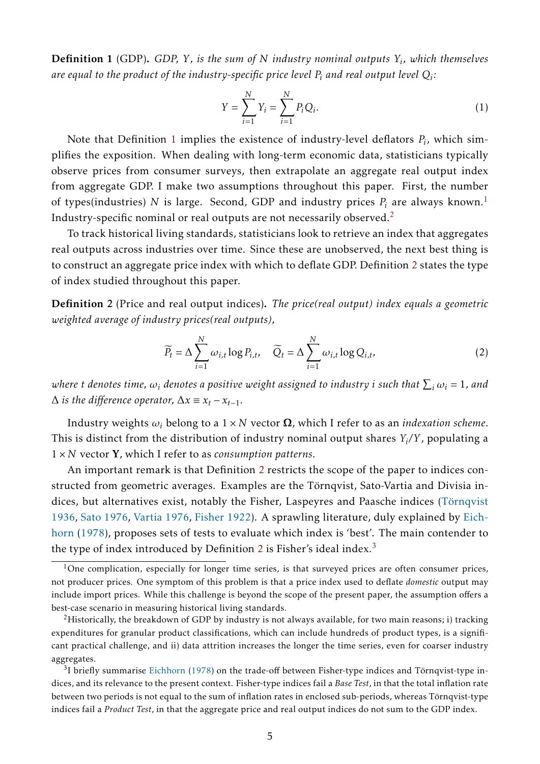**Definition 1** (GDP)**.** *GDP, $Y$, is the sum of $N$ industry nominal outputs $Y_i$, which themselves are equal to the product of the industry-specific price level $P_i$ and real output level $Q_i$:*

$$Y = \sum_{i=1}^{N} Y_i = \sum_{i=1}^{N} P_i Q_i. \tag{1}$$

Note that Definition 1 implies the existence of industry-level deflators $P_i$, which simplifies the exposition. When dealing with long-term economic data, statisticians typically observe prices from consumer surveys, then extrapolate an aggregate real output index from aggregate GDP. I make two assumptions throughout this paper. First, the number of types(industries) $N$ is large. Second, GDP and industry prices $P_i$ are always known.[1] Industry-specific nominal or real outputs are not necessarily observed.[2]

To track historical living standards, statisticians look to retrieve an index that aggregates real outputs across industries over time. Since these are unobserved, the next best thing is to construct an aggregate price index with which to deflate GDP. Definition 2 states the type of index studied throughout this paper.

**Definition 2** (Price and real output indices)**.** *The price(real output) index equals a geometric weighted average of industry prices(real outputs),*

$$\widetilde{P}_t = \Delta \sum_{i=1}^{N} \omega_{i,t} \log P_{i,t}, \quad \widetilde{Q}_t = \Delta \sum_{i=1}^{N} \omega_{i,t} \log Q_{i,t}, \tag{2}$$

*where $t$ denotes time, $\omega_i$ denotes a positive weight assigned to industry $i$ such that $\sum_i \omega_i = 1$, and $\Delta$ is the difference operator, $\Delta x \equiv x_t - x_{t-1}$.*

Industry weights $\omega_i$ belong to a $1 \times N$ vector $\mathbf{\Omega}$, which I refer to as an *indexation scheme*. This is distinct from the distribution of industry nominal output shares $Y_i/Y$, populating a $1 \times N$ vector $\mathbf{Y}$, which I refer to as *consumption patterns*.

An important remark is that Definition 2 restricts the scope of the paper to indices constructed from geometric averages. Examples are the Törnqvist, Sato-Vartia and Divisia indices, but alternatives exist, notably the Fisher, Laspeyres and Paasche indices (Törnqvist 1936, Sato 1976, Vartia 1976, Fisher 1922). A sprawling literature, duly explained by Eichhorn (1978), proposes sets of tests to evaluate which index is 'best'. The main contender to the type of index introduced by Definition 2 is Fisher's ideal index.[3]

---

[1] One complication, especially for longer time series, is that surveyed prices are often consumer prices, not producer prices. One symptom of this problem is that a price index used to deflate *domestic* output may include import prices. While this challenge is beyond the scope of the present paper, the assumption offers a best-case scenario in measuring historical living standards.

[2] Historically, the breakdown of GDP by industry is not always available, for two main reasons; i) tracking expenditures for granular product classifications, which can include hundreds of product types, is a significant practical challenge, and ii) data attrition increases the longer the time series, even for coarser industry aggregates.

[3] I briefly summarise Eichhorn (1978) on the trade-off between Fisher-type indices and Törnqvist-type indices, and its relevance to the present context. Fisher-type indices fail a *Base Test*, in that the total inflation rate between two periods is not equal to the sum of inflation rates in enclosed sub-periods, whereas Törnqvist-type indices fail a *Product Test*, in that the aggregate price and real output indices do not sum to the GDP index.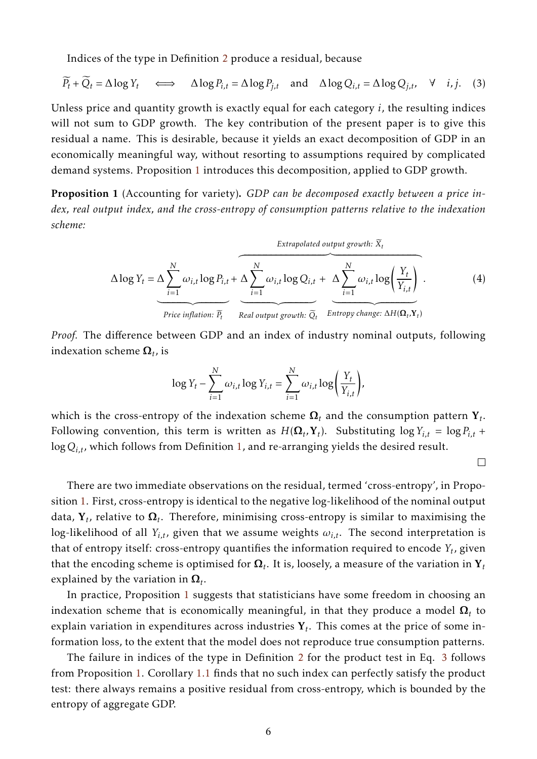Indices of the type in Definition 2 produce a residual, because

$$\widetilde{P}_t + \widetilde{Q}_t = \Delta \log Y_t \quad \Longleftrightarrow \quad \Delta \log P_{i,t} = \Delta \log P_{j,t} \quad \text{and} \quad \Delta \log Q_{i,t} = \Delta \log Q_{j,t}, \quad \forall \quad i,j. \quad (3)$$

Unless price and quantity growth is exactly equal for each category $i$, the resulting indices will not sum to GDP growth. The key contribution of the present paper is to give this residual a name. This is desirable, because it yields an exact decomposition of GDP in an economically meaningful way, without resorting to assumptions required by complicated demand systems. Proposition 1 introduces this decomposition, applied to GDP growth.

**Proposition 1** (Accounting for variety)**.** *GDP can be decomposed exactly between a price index, real output index, and the cross-entropy of consumption patterns relative to the indexation scheme:*

$$\Delta \log Y_t = \underbrace{\Delta \sum_{i=1}^{N} \omega_{i,t} \log P_{i,t}}_{\text{Price inflation: } \widetilde{P}_t} + \overbrace{\underbrace{\Delta \sum_{i=1}^{N} \omega_{i,t} \log Q_{i,t}}_{\text{Real output growth: } \widetilde{Q}_t} + \underbrace{\Delta \sum_{i=1}^{N} \omega_{i,t} \log\left(\frac{Y_t}{Y_{i,t}}\right)}_{\text{Entropy change: } \Delta H(\mathbf{\Omega}_t, \mathbf{Y}_t)}}^{\text{Extrapolated output growth: } \widetilde{X}_t}. \quad (4)$$

*Proof.* The difference between GDP and an index of industry nominal outputs, following indexation scheme $\mathbf{\Omega}_t$, is

$$\log Y_t - \sum_{i=1}^{N} \omega_{i,t} \log Y_{i,t} = \sum_{i=1}^{N} \omega_{i,t} \log\left(\frac{Y_t}{Y_{i,t}}\right),$$

which is the cross-entropy of the indexation scheme $\mathbf{\Omega}_t$ and the consumption pattern $\mathbf{Y}_t$. Following convention, this term is written as $H(\mathbf{\Omega}_t, \mathbf{Y}_t)$. Substituting $\log Y_{i,t} = \log P_{i,t} + \log Q_{i,t}$, which follows from Definition 1, and re-arranging yields the desired result. $\square$

There are two immediate observations on the residual, termed 'cross-entropy', in Proposition 1. First, cross-entropy is identical to the negative log-likelihood of the nominal output data, $\mathbf{Y}_t$, relative to $\mathbf{\Omega}_t$. Therefore, minimising cross-entropy is similar to maximising the log-likelihood of all $Y_{i,t}$, given that we assume weights $\omega_{i,t}$. The second interpretation is that of entropy itself: cross-entropy quantifies the information required to encode $Y_t$, given that the encoding scheme is optimised for $\mathbf{\Omega}_t$. It is, loosely, a measure of the variation in $\mathbf{Y}_t$ explained by the variation in $\mathbf{\Omega}_t$.

In practice, Proposition 1 suggests that statisticians have some freedom in choosing an indexation scheme that is economically meaningful, in that they produce a model $\mathbf{\Omega}_t$ to explain variation in expenditures across industries $\mathbf{Y}_t$. This comes at the price of some information loss, to the extent that the model does not reproduce true consumption patterns.

The failure in indices of the type in Definition 2 for the product test in Eq. 3 follows from Proposition 1. Corollary 1.1 finds that no such index can perfectly satisfy the product test: there always remains a positive residual from cross-entropy, which is bounded by the entropy of aggregate GDP.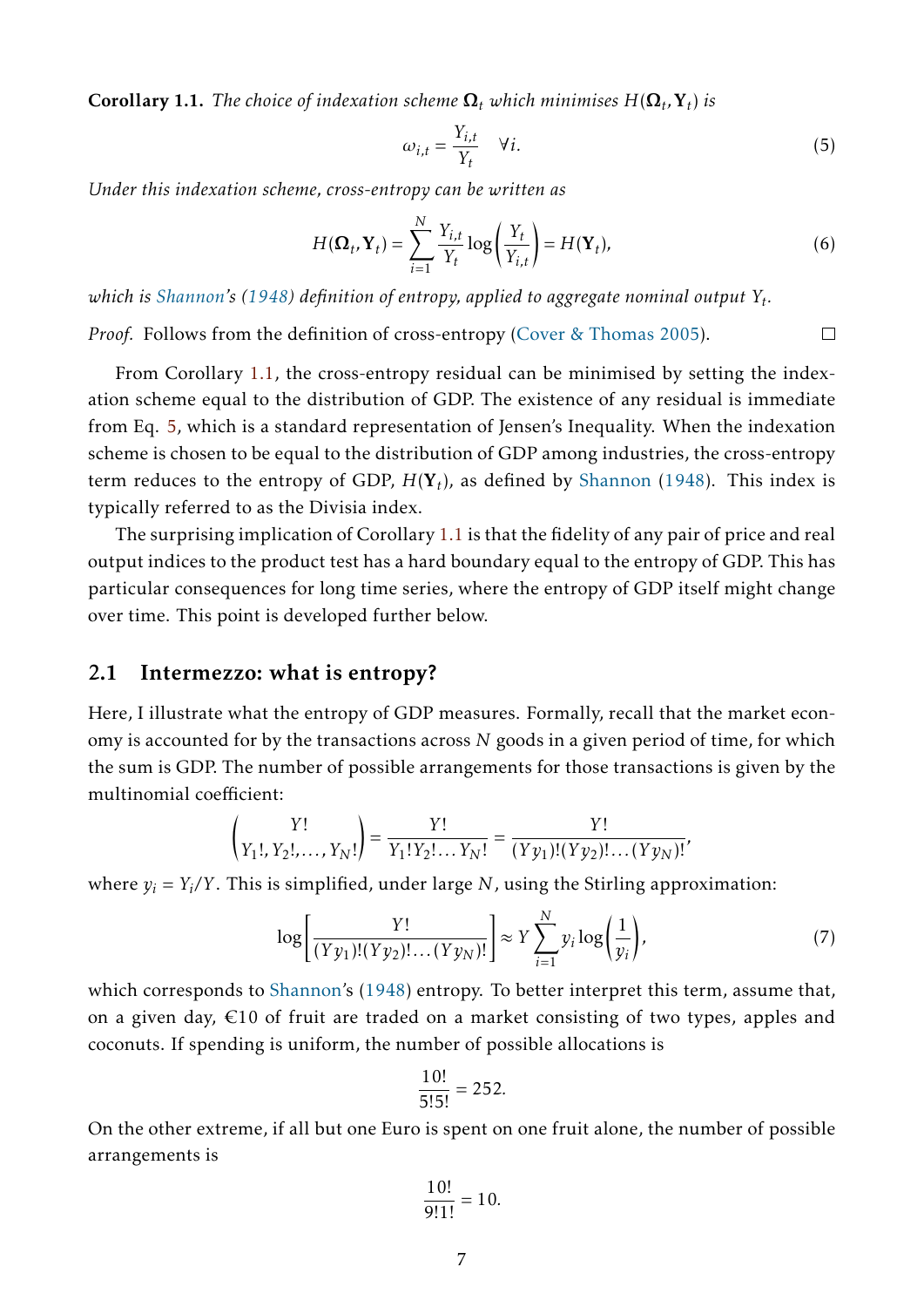**Corollary 1.1.** *The choice of indexation scheme $\mathbf{\Omega}_t$ which minimises $H(\mathbf{\Omega}_t, \mathbf{Y}_t)$ is*

$$\omega_{i,t} = \frac{Y_{i,t}}{Y_t} \quad \forall i. \tag{5}$$

*Under this indexation scheme, cross-entropy can be written as*

$$H(\mathbf{\Omega}_t, \mathbf{Y}_t) = \sum_{i=1}^{N} \frac{Y_{i,t}}{Y_t} \log\left(\frac{Y_t}{Y_{i,t}}\right) = H(\mathbf{Y}_t), \tag{6}$$

*which is Shannon's (1948) definition of entropy, applied to aggregate nominal output $Y_t$.*

*Proof.* Follows from the definition of cross-entropy (Cover & Thomas 2005). □

From Corollary 1.1, the cross-entropy residual can be minimised by setting the indexation scheme equal to the distribution of GDP. The existence of any residual is immediate from Eq. 5, which is a standard representation of Jensen's Inequality. When the indexation scheme is chosen to be equal to the distribution of GDP among industries, the cross-entropy term reduces to the entropy of GDP, $H(\mathbf{Y}_t)$, as defined by Shannon (1948). This index is typically referred to as the Divisia index.

The surprising implication of Corollary 1.1 is that the fidelity of any pair of price and real output indices to the product test has a hard boundary equal to the entropy of GDP. This has particular consequences for long time series, where the entropy of GDP itself might change over time. This point is developed further below.

## 2.1 Intermezzo: what is entropy?

Here, I illustrate what the entropy of GDP measures. Formally, recall that the market economy is accounted for by the transactions across $N$ goods in a given period of time, for which the sum is GDP. The number of possible arrangements for those transactions is given by the multinomial coefficient:

$$\binom{Y!}{Y_1!, Y_2!, \ldots, Y_N!} = \frac{Y!}{Y_1! Y_2! \ldots Y_N!} = \frac{Y!}{(Y y_1)!(Y y_2)! \ldots (Y y_N)!},$$

where $y_i = Y_i / Y$. This is simplified, under large $N$, using the Stirling approximation:

$$\log\left[\frac{Y!}{(Y y_1)!(Y y_2)! \ldots (Y y_N)!}\right] \approx Y \sum_{i=1}^{N} y_i \log\left(\frac{1}{y_i}\right), \tag{7}$$

which corresponds to Shannon's (1948) entropy. To better interpret this term, assume that, on a given day, €10 of fruit are traded on a market consisting of two types, apples and coconuts. If spending is uniform, the number of possible allocations is

$$\frac{10!}{5!5!} = 252.$$

On the other extreme, if all but one Euro is spent on one fruit alone, the number of possible arrangements is

$$\frac{10!}{9!1!} = 10.$$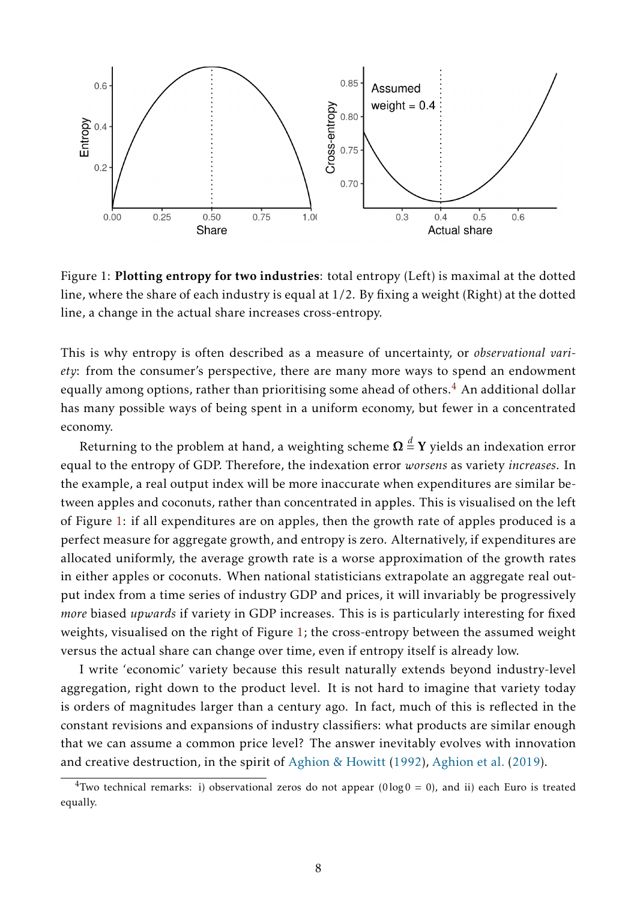Figure 1: **Plotting entropy for two industries**: total entropy (Left) is maximal at the dotted line, where the share of each industry is equal at 1/2. By fixing a weight (Right) at the dotted line, a change in the actual share increases cross-entropy.

This is why entropy is often described as a measure of uncertainty, or *observational variety*: from the consumer's perspective, there are many more ways to spend an endowment equally among options, rather than prioritising some ahead of others.[4] An additional dollar has many possible ways of being spent in a uniform economy, but fewer in a concentrated economy.

Returning to the problem at hand, a weighting scheme $\mathbf{\Omega} \stackrel{d}{=} \mathbf{Y}$ yields an indexation error equal to the entropy of GDP. Therefore, the indexation error *worsens* as variety *increases*. In the example, a real output index will be more inaccurate when expenditures are similar between apples and coconuts, rather than concentrated in apples. This is visualised on the left of Figure 1: if all expenditures are on apples, then the growth rate of apples produced is a perfect measure for aggregate growth, and entropy is zero. Alternatively, if expenditures are allocated uniformly, the average growth rate is a worse approximation of the growth rates in either apples or coconuts. When national statisticians extrapolate an aggregate real output index from a time series of industry GDP and prices, it will invariably be progressively *more* biased *upwards* if variety in GDP increases. This is is particularly interesting for fixed weights, visualised on the right of Figure 1; the cross-entropy between the assumed weight versus the actual share can change over time, even if entropy itself is already low.

I write 'economic' variety because this result naturally extends beyond industry-level aggregation, right down to the product level. It is not hard to imagine that variety today is orders of magnitudes larger than a century ago. In fact, much of this is reflected in the constant revisions and expansions of industry classifiers: what products are similar enough that we can assume a common price level? The answer inevitably evolves with innovation and creative destruction, in the spirit of Aghion & Howitt (1992), Aghion et al. (2019).

[4] Two technical remarks: i) observational zeros do not appear ($0 \log 0 = 0$), and ii) each Euro is treated equally.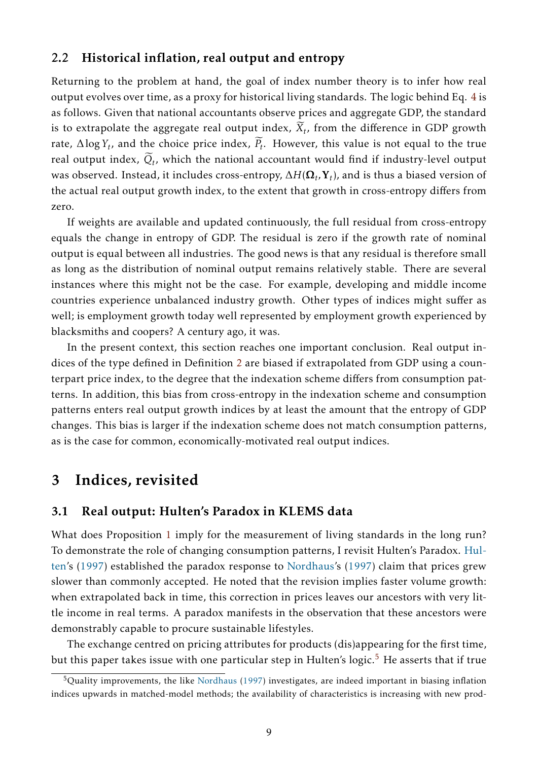### 2.2 Historical inflation, real output and entropy

Returning to the problem at hand, the goal of index number theory is to infer how real output evolves over time, as a proxy for historical living standards. The logic behind Eq. 4 is as follows. Given that national accountants observe prices and aggregate GDP, the standard is to extrapolate the aggregate real output index, $\widetilde{X}_t$, from the difference in GDP growth rate, $\Delta \log Y_t$, and the choice price index, $\widetilde{P}_t$. However, this value is not equal to the true real output index, $\widetilde{Q}_t$, which the national accountant would find if industry-level output was observed. Instead, it includes cross-entropy, $\Delta H(\mathbf{\Omega}_t, \mathbf{Y}_t)$, and is thus a biased version of the actual real output growth index, to the extent that growth in cross-entropy differs from zero.

If weights are available and updated continuously, the full residual from cross-entropy equals the change in entropy of GDP. The residual is zero if the growth rate of nominal output is equal between all industries. The good news is that any residual is therefore small as long as the distribution of nominal output remains relatively stable. There are several instances where this might not be the case. For example, developing and middle income countries experience unbalanced industry growth. Other types of indices might suffer as well; is employment growth today well represented by employment growth experienced by blacksmiths and coopers? A century ago, it was.

In the present context, this section reaches one important conclusion. Real output indices of the type defined in Definition 2 are biased if extrapolated from GDP using a counterpart price index, to the degree that the indexation scheme differs from consumption patterns. In addition, this bias from cross-entropy in the indexation scheme and consumption patterns enters real output growth indices by at least the amount that the entropy of GDP changes. This bias is larger if the indexation scheme does not match consumption patterns, as is the case for common, economically-motivated real output indices.

## 3 Indices, revisited

### 3.1 Real output: Hulten's Paradox in KLEMS data

What does Proposition 1 imply for the measurement of living standards in the long run? To demonstrate the role of changing consumption patterns, I revisit Hulten's Paradox. Hulten's (1997) established the paradox response to Nordhaus's (1997) claim that prices grew slower than commonly accepted. He noted that the revision implies faster volume growth: when extrapolated back in time, this correction in prices leaves our ancestors with very little income in real terms. A paradox manifests in the observation that these ancestors were demonstrably capable to procure sustainable lifestyles.

The exchange centred on pricing attributes for products (dis)appearing for the first time, but this paper takes issue with one particular step in Hulten's logic.[5] He asserts that if true

[5] Quality improvements, the like Nordhaus (1997) investigates, are indeed important in biasing inflation indices upwards in matched-model methods; the availability of characteristics is increasing with new prod-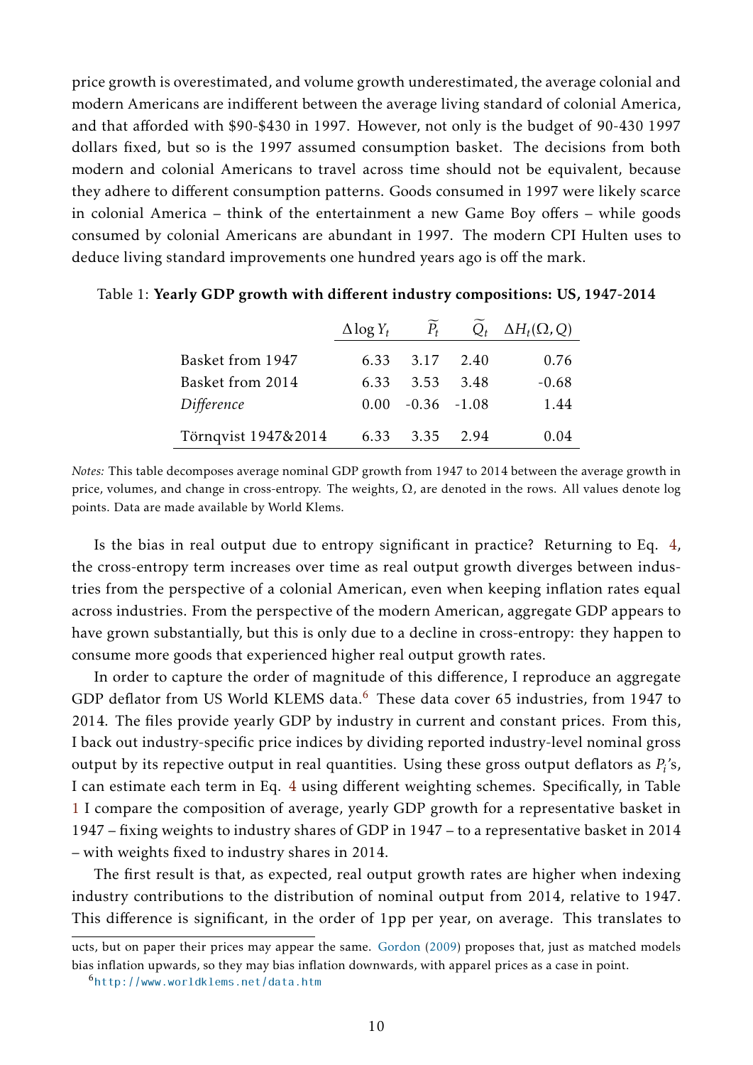price growth is overestimated, and volume growth underestimated, the average colonial and modern Americans are indifferent between the average living standard of colonial America, and that afforded with \$90-\$430 in 1997. However, not only is the budget of 90-430 1997 dollars fixed, but so is the 1997 assumed consumption basket. The decisions from both modern and colonial Americans to travel across time should not be equivalent, because they adhere to different consumption patterns. Goods consumed in 1997 were likely scarce in colonial America – think of the entertainment a new Game Boy offers – while goods consumed by colonial Americans are abundant in 1997. The modern CPI Hulten uses to deduce living standard improvements one hundred years ago is off the mark.

Table 1: **Yearly GDP growth with different industry compositions: US, 1947-2014**

| | $\Delta \log Y_t$ | $\widetilde{P}_t$ | $\widetilde{Q}_t$ | $\Delta H_t(\Omega, Q)$ |
|---|---|---|---|---|
| Basket from 1947 | 6.33 | 3.17 | 2.40 | 0.76 |
| Basket from 2014 | 6.33 | 3.53 | 3.48 | -0.68 |
| *Difference* | 0.00 | -0.36 | -1.08 | 1.44 |
| Törnqvist 1947&2014 | 6.33 | 3.35 | 2.94 | 0.04 |

*Notes:* This table decomposes average nominal GDP growth from 1947 to 2014 between the average growth in price, volumes, and change in cross-entropy. The weights, $\Omega$, are denoted in the rows. All values denote log points. Data are made available by World Klems.

Is the bias in real output due to entropy significant in practice? Returning to Eq. 4, the cross-entropy term increases over time as real output growth diverges between industries from the perspective of a colonial American, even when keeping inflation rates equal across industries. From the perspective of the modern American, aggregate GDP appears to have grown substantially, but this is only due to a decline in cross-entropy: they happen to consume more goods that experienced higher real output growth rates.

In order to capture the order of magnitude of this difference, I reproduce an aggregate GDP deflator from US World KLEMS data.[6] These data cover 65 industries, from 1947 to 2014. The files provide yearly GDP by industry in current and constant prices. From this, I back out industry-specific price indices by dividing reported industry-level nominal gross output by its repective output in real quantities. Using these gross output deflators as $P_i$'s, I can estimate each term in Eq. 4 using different weighting schemes. Specifically, in Table 1 I compare the composition of average, yearly GDP growth for a representative basket in 1947 – fixing weights to industry shares of GDP in 1947 – to a representative basket in 2014 – with weights fixed to industry shares in 2014.

The first result is that, as expected, real output growth rates are higher when indexing industry contributions to the distribution of nominal output from 2014, relative to 1947. This difference is significant, in the order of 1pp per year, on average. This translates to

ucts, but on paper their prices may appear the same. Gordon (2009) proposes that, just as matched models bias inflation upwards, so they may bias inflation downwards, with apparel prices as a case in point.

[6] http://www.worldklems.net/data.htm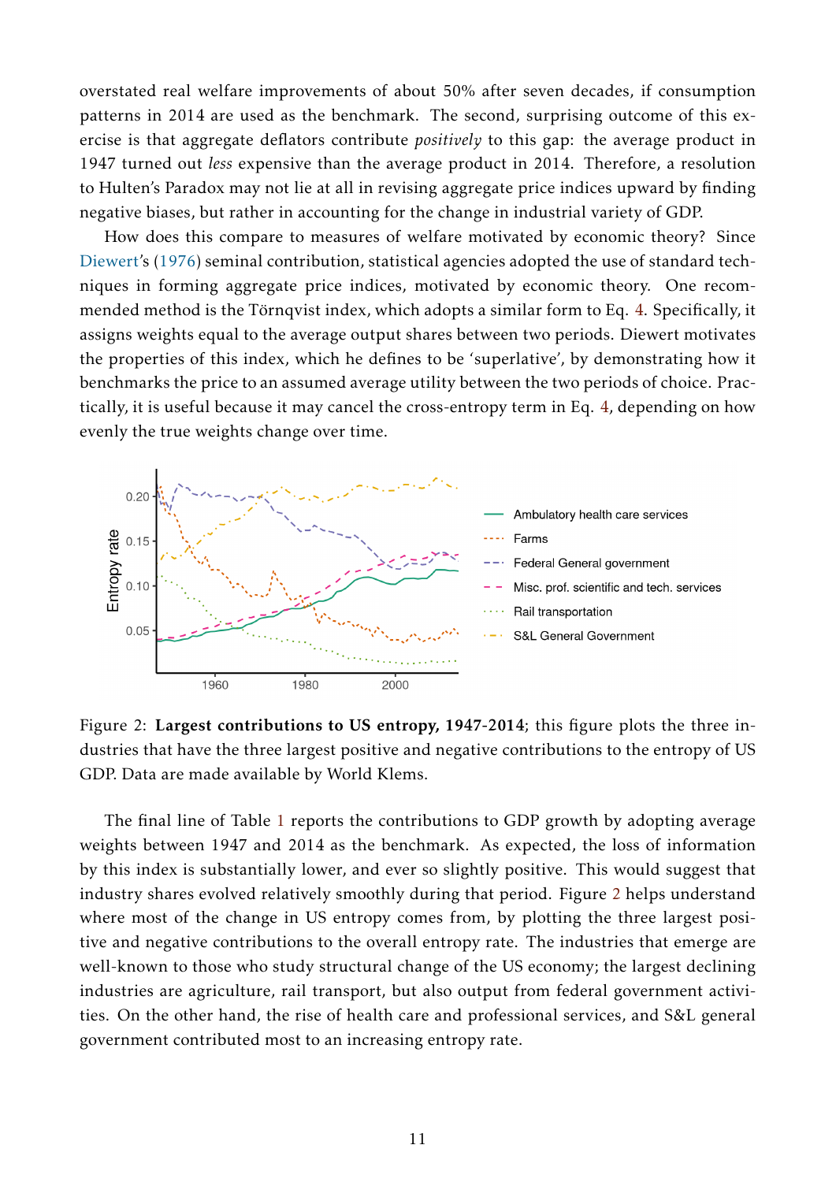overstated real welfare improvements of about 50% after seven decades, if consumption patterns in 2014 are used as the benchmark. The second, surprising outcome of this exercise is that aggregate deflators contribute *positively* to this gap: the average product in 1947 turned out *less* expensive than the average product in 2014. Therefore, a resolution to Hulten's Paradox may not lie at all in revising aggregate price indices upward by finding negative biases, but rather in accounting for the change in industrial variety of GDP.

How does this compare to measures of welfare motivated by economic theory? Since Diewert's (1976) seminal contribution, statistical agencies adopted the use of standard techniques in forming aggregate price indices, motivated by economic theory. One recommended method is the Törnqvist index, which adopts a similar form to Eq. 4. Specifically, it assigns weights equal to the average output shares between two periods. Diewert motivates the properties of this index, which he defines to be 'superlative', by demonstrating how it benchmarks the price to an assumed average utility between the two periods of choice. Practically, it is useful because it may cancel the cross-entropy term in Eq. 4, depending on how evenly the true weights change over time.

Figure 2: **Largest contributions to US entropy, 1947-2014**; this figure plots the three industries that have the three largest positive and negative contributions to the entropy of US GDP. Data are made available by World Klems.

The final line of Table 1 reports the contributions to GDP growth by adopting average weights between 1947 and 2014 as the benchmark. As expected, the loss of information by this index is substantially lower, and ever so slightly positive. This would suggest that industry shares evolved relatively smoothly during that period. Figure 2 helps understand where most of the change in US entropy comes from, by plotting the three largest positive and negative contributions to the overall entropy rate. The industries that emerge are well-known to those who study structural change of the US economy; the largest declining industries are agriculture, rail transport, but also output from federal government activities. On the other hand, the rise of health care and professional services, and S&L general government contributed most to an increasing entropy rate.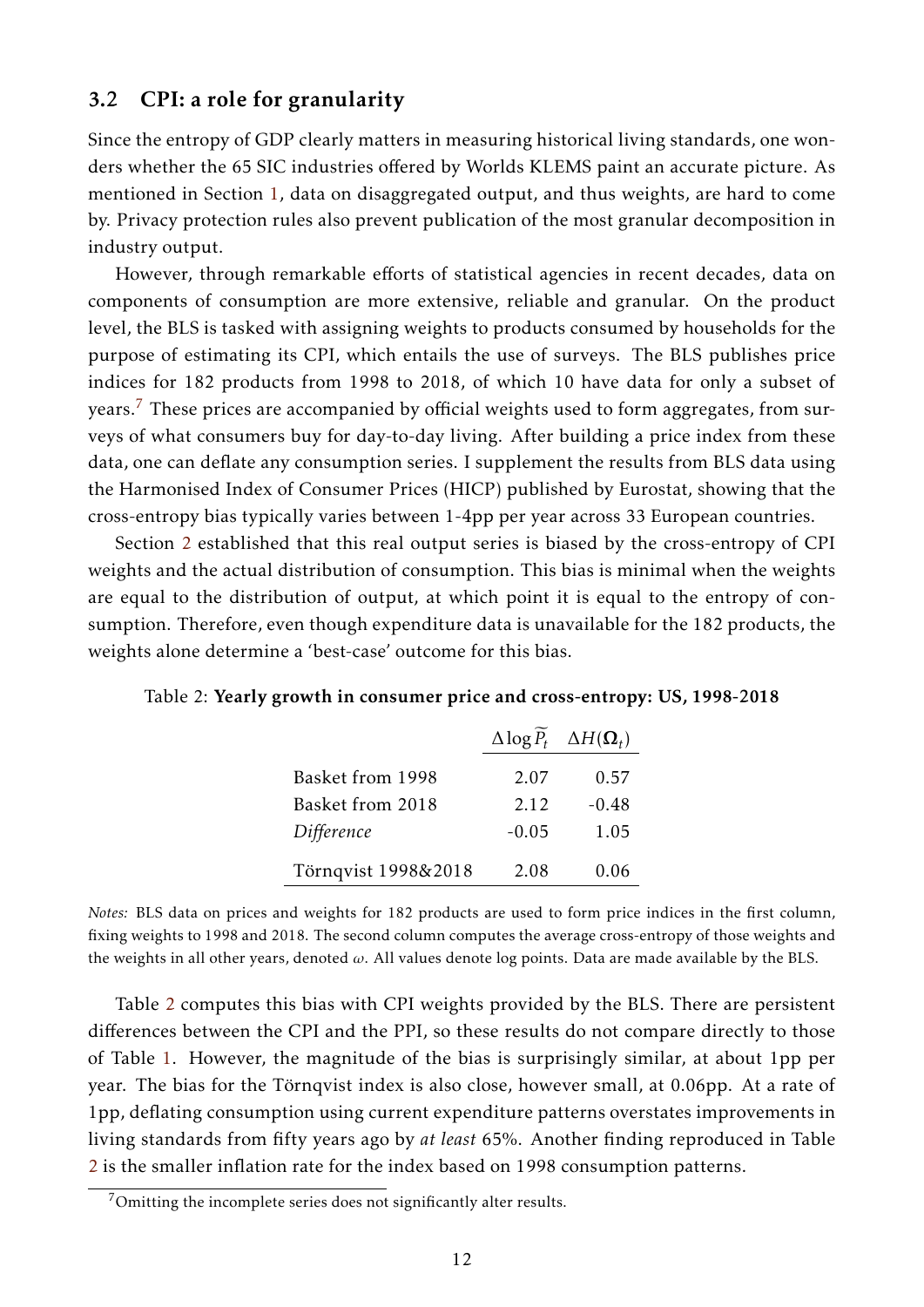## 3.2 CPI: a role for granularity

Since the entropy of GDP clearly matters in measuring historical living standards, one wonders whether the 65 SIC industries offered by Worlds KLEMS paint an accurate picture. As mentioned in Section 1, data on disaggregated output, and thus weights, are hard to come by. Privacy protection rules also prevent publication of the most granular decomposition in industry output.

However, through remarkable efforts of statistical agencies in recent decades, data on components of consumption are more extensive, reliable and granular. On the product level, the BLS is tasked with assigning weights to products consumed by households for the purpose of estimating its CPI, which entails the use of surveys. The BLS publishes price indices for 182 products from 1998 to 2018, of which 10 have data for only a subset of years.[7] These prices are accompanied by official weights used to form aggregates, from surveys of what consumers buy for day-to-day living. After building a price index from these data, one can deflate any consumption series. I supplement the results from BLS data using the Harmonised Index of Consumer Prices (HICP) published by Eurostat, showing that the cross-entropy bias typically varies between 1-4pp per year across 33 European countries.

Section 2 established that this real output series is biased by the cross-entropy of CPI weights and the actual distribution of consumption. This bias is minimal when the weights are equal to the distribution of output, at which point it is equal to the entropy of consumption. Therefore, even though expenditure data is unavailable for the 182 products, the weights alone determine a 'best-case' outcome for this bias.

Table 2: **Yearly growth in consumer price and cross-entropy: US, 1998-2018**

| | $\Delta \log \widetilde{P}_t$ | $\Delta H(\boldsymbol{\Omega}_t)$ |
|---|---|---|
| Basket from 1998 | 2.07 | 0.57 |
| Basket from 2018 | 2.12 | -0.48 |
| *Difference* | -0.05 | 1.05 |
| Törnqvist 1998&2018 | 2.08 | 0.06 |

*Notes:* BLS data on prices and weights for 182 products are used to form price indices in the first column, fixing weights to 1998 and 2018. The second column computes the average cross-entropy of those weights and the weights in all other years, denoted $\omega$. All values denote log points. Data are made available by the BLS.

Table 2 computes this bias with CPI weights provided by the BLS. There are persistent differences between the CPI and the PPI, so these results do not compare directly to those of Table 1. However, the magnitude of the bias is surprisingly similar, at about 1pp per year. The bias for the Törnqvist index is also close, however small, at 0.06pp. At a rate of 1pp, deflating consumption using current expenditure patterns overstates improvements in living standards from fifty years ago by *at least* 65%. Another finding reproduced in Table 2 is the smaller inflation rate for the index based on 1998 consumption patterns.

[7] Omitting the incomplete series does not significantly alter results.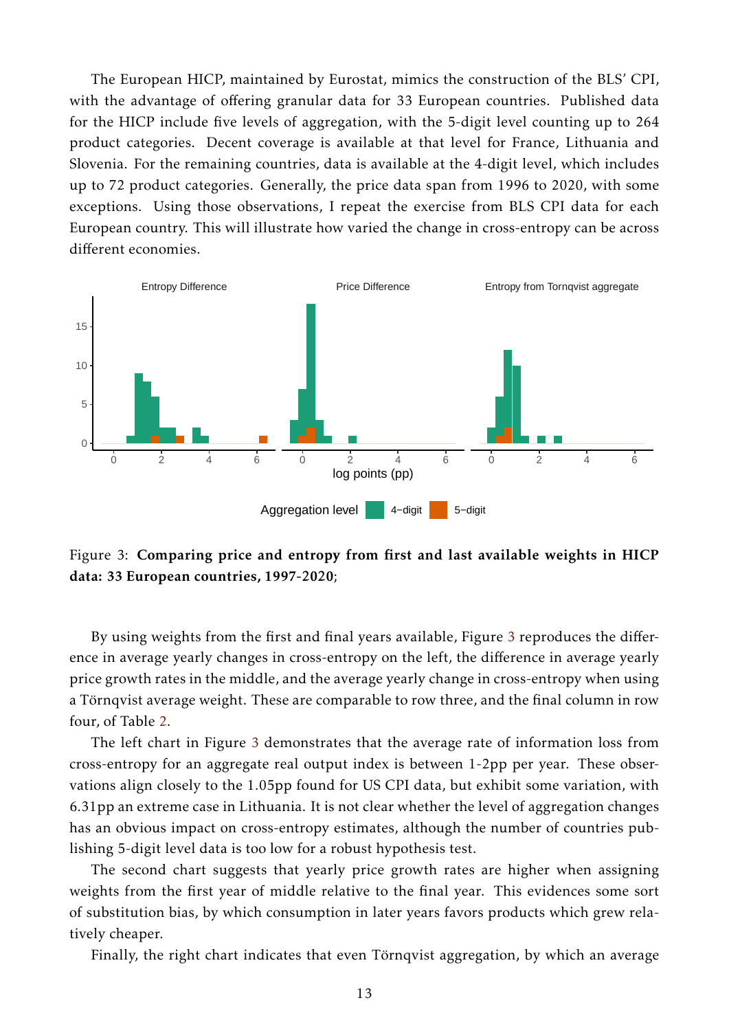The European HICP, maintained by Eurostat, mimics the construction of the BLS' CPI, with the advantage of offering granular data for 33 European countries. Published data for the HICP include five levels of aggregation, with the 5-digit level counting up to 264 product categories. Decent coverage is available at that level for France, Lithuania and Slovenia. For the remaining countries, data is available at the 4-digit level, which includes up to 72 product categories. Generally, the price data span from 1996 to 2020, with some exceptions. Using those observations, I repeat the exercise from BLS CPI data for each European country. This will illustrate how varied the change in cross-entropy can be across different economies.

Figure 3: **Comparing price and entropy from first and last available weights in HICP data: 33 European countries, 1997-2020**;

By using weights from the first and final years available, Figure 3 reproduces the difference in average yearly changes in cross-entropy on the left, the difference in average yearly price growth rates in the middle, and the average yearly change in cross-entropy when using a Törnqvist average weight. These are comparable to row three, and the final column in row four, of Table 2.

The left chart in Figure 3 demonstrates that the average rate of information loss from cross-entropy for an aggregate real output index is between 1-2pp per year. These observations align closely to the 1.05pp found for US CPI data, but exhibit some variation, with 6.31pp an extreme case in Lithuania. It is not clear whether the level of aggregation changes has an obvious impact on cross-entropy estimates, although the number of countries publishing 5-digit level data is too low for a robust hypothesis test.

The second chart suggests that yearly price growth rates are higher when assigning weights from the first year of middle relative to the final year. This evidences some sort of substitution bias, by which consumption in later years favors products which grew relatively cheaper.

Finally, the right chart indicates that even Törnqvist aggregation, by which an average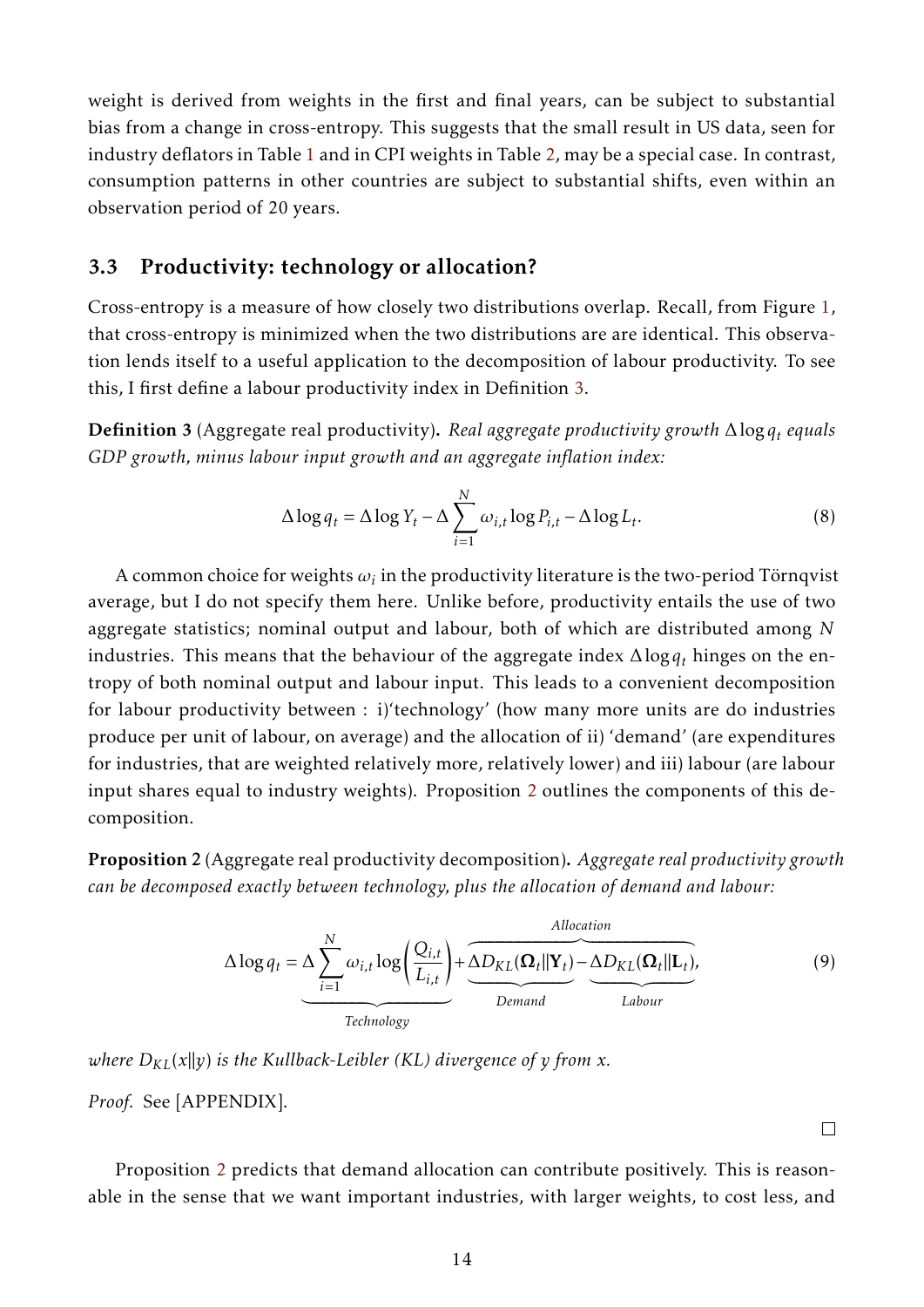weight is derived from weights in the first and final years, can be subject to substantial bias from a change in cross-entropy. This suggests that the small result in US data, seen for industry deflators in Table 1 and in CPI weights in Table 2, may be a special case. In contrast, consumption patterns in other countries are subject to substantial shifts, even within an observation period of 20 years.

### 3.3 Productivity: technology or allocation?

Cross-entropy is a measure of how closely two distributions overlap. Recall, from Figure 1, that cross-entropy is minimized when the two distributions are are identical. This observation lends itself to a useful application to the decomposition of labour productivity. To see this, I first define a labour productivity index in Definition 3.

**Definition 3** (Aggregate real productivity)**.** *Real aggregate productivity growth $\Delta \log q_t$ equals GDP growth, minus labour input growth and an aggregate inflation index:*

$$\Delta \log q_t = \Delta \log Y_t - \Delta \sum_{i=1}^{N} \omega_{i,t} \log P_{i,t} - \Delta \log L_t. \tag{8}$$

A common choice for weights $\omega_i$ in the productivity literature is the two-period Törnqvist average, but I do not specify them here. Unlike before, productivity entails the use of two aggregate statistics; nominal output and labour, both of which are distributed among $N$ industries. This means that the behaviour of the aggregate index $\Delta \log q_t$ hinges on the entropy of both nominal output and labour input. This leads to a convenient decomposition for labour productivity between : i)'technology' (how many more units are do industries produce per unit of labour, on average) and the allocation of ii) 'demand' (are expenditures for industries, that are weighted relatively more, relatively lower) and iii) labour (are labour input shares equal to industry weights). Proposition 2 outlines the components of this decomposition.

**Proposition 2** (Aggregate real productivity decomposition)**.** *Aggregate real productivity growth can be decomposed exactly between technology, plus the allocation of demand and labour:*

$$\Delta \log q_t = \underbrace{\Delta \sum_{i=1}^{N} \omega_{i,t} \log\left(\frac{Q_{i,t}}{L_{i,t}}\right)}_{Technology} + \overbrace{\underbrace{\Delta D_{KL}(\mathbf{\Omega}_t \| \mathbf{Y}_t)}_{Demand} - \underbrace{\Delta D_{KL}(\mathbf{\Omega}_t \| \mathbf{L}_t)}_{Labour}}^{Allocation}, \tag{9}$$

*where $D_{KL}(x \| y)$ is the Kullback-Leibler (KL) divergence of $y$ from $x$.*

*Proof.* See [APPENDIX]. □

Proposition 2 predicts that demand allocation can contribute positively. This is reasonable in the sense that we want important industries, with larger weights, to cost less, and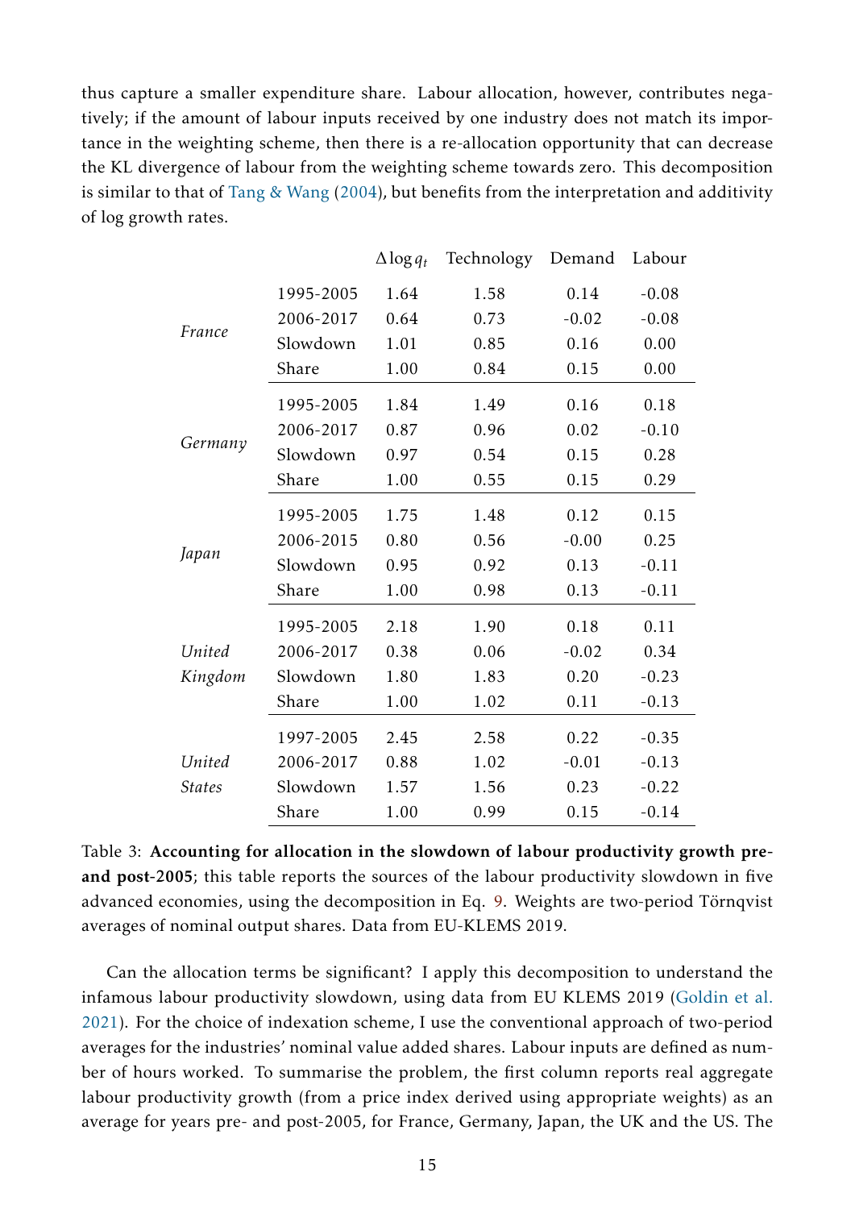thus capture a smaller expenditure share. Labour allocation, however, contributes negatively; if the amount of labour inputs received by one industry does not match its importance in the weighting scheme, then there is a re-allocation opportunity that can decrease the KL divergence of labour from the weighting scheme towards zero. This decomposition is similar to that of Tang & Wang (2004), but benefits from the interpretation and additivity of log growth rates.

| | | $\Delta \log q_t$ | Technology | Demand | Labour |
|---|---|---|---|---|---|
| *France* | 1995-2005 | 1.64 | 1.58 | 0.14 | -0.08 |
| | 2006-2017 | 0.64 | 0.73 | -0.02 | -0.08 |
| | Slowdown | 1.01 | 0.85 | 0.16 | 0.00 |
| | Share | 1.00 | 0.84 | 0.15 | 0.00 |
| *Germany* | 1995-2005 | 1.84 | 1.49 | 0.16 | 0.18 |
| | 2006-2017 | 0.87 | 0.96 | 0.02 | -0.10 |
| | Slowdown | 0.97 | 0.54 | 0.15 | 0.28 |
| | Share | 1.00 | 0.55 | 0.15 | 0.29 |
| *Japan* | 1995-2005 | 1.75 | 1.48 | 0.12 | 0.15 |
| | 2006-2015 | 0.80 | 0.56 | -0.00 | 0.25 |
| | Slowdown | 0.95 | 0.92 | 0.13 | -0.11 |
| | Share | 1.00 | 0.98 | 0.13 | -0.11 |
| *United Kingdom* | 1995-2005 | 2.18 | 1.90 | 0.18 | 0.11 |
| | 2006-2017 | 0.38 | 0.06 | -0.02 | 0.34 |
| | Slowdown | 1.80 | 1.83 | 0.20 | -0.23 |
| | Share | 1.00 | 1.02 | 0.11 | -0.13 |
| *United States* | 1997-2005 | 2.45 | 2.58 | 0.22 | -0.35 |
| | 2006-2017 | 0.88 | 1.02 | -0.01 | -0.13 |
| | Slowdown | 1.57 | 1.56 | 0.23 | -0.22 |
| | Share | 1.00 | 0.99 | 0.15 | -0.14 |

Table 3: **Accounting for allocation in the slowdown of labour productivity growth pre- and post-2005**; this table reports the sources of the labour productivity slowdown in five advanced economies, using the decomposition in Eq. 9. Weights are two-period Törnqvist averages of nominal output shares. Data from EU-KLEMS 2019.

Can the allocation terms be significant? I apply this decomposition to understand the infamous labour productivity slowdown, using data from EU KLEMS 2019 (Goldin et al. 2021). For the choice of indexation scheme, I use the conventional approach of two-period averages for the industries' nominal value added shares. Labour inputs are defined as number of hours worked. To summarise the problem, the first column reports real aggregate labour productivity growth (from a price index derived using appropriate weights) as an average for years pre- and post-2005, for France, Germany, Japan, the UK and the US. The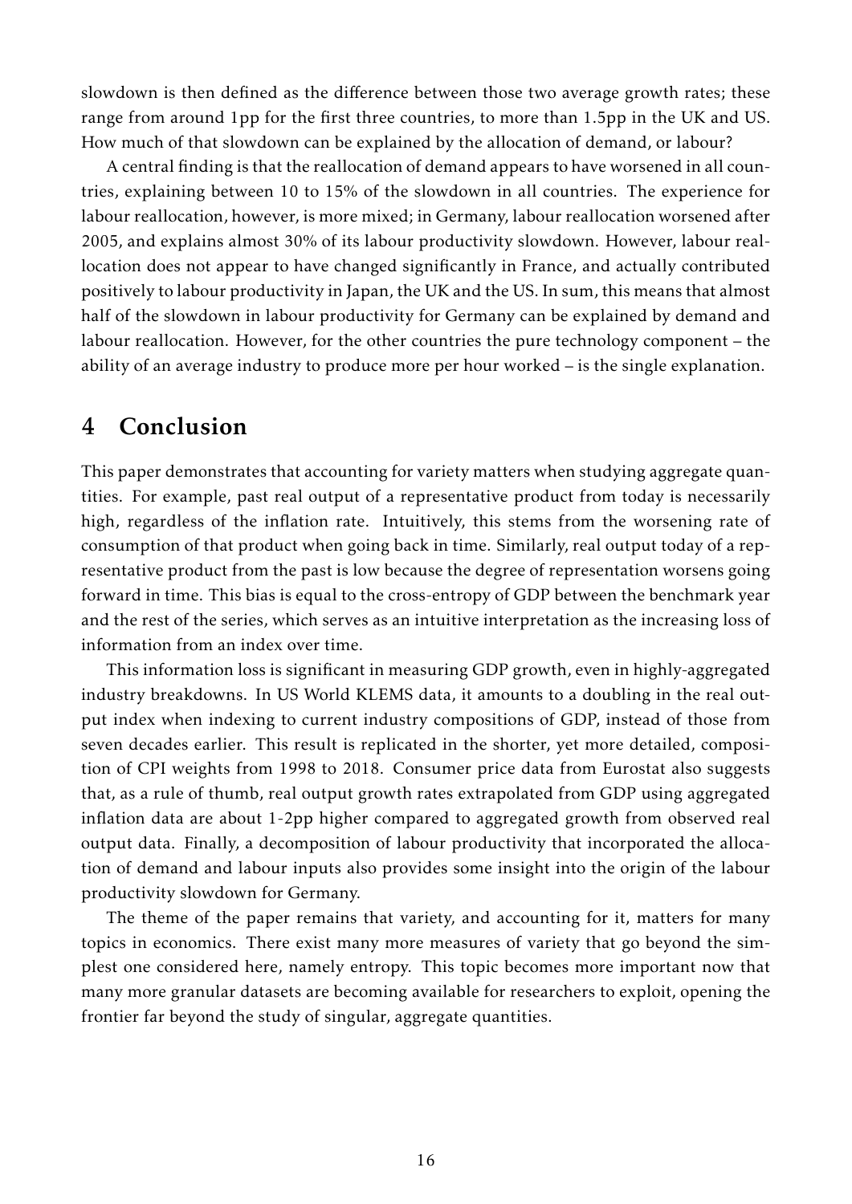slowdown is then defined as the difference between those two average growth rates; these range from around 1pp for the first three countries, to more than 1.5pp in the UK and US. How much of that slowdown can be explained by the allocation of demand, or labour?

A central finding is that the reallocation of demand appears to have worsened in all countries, explaining between 10 to 15% of the slowdown in all countries. The experience for labour reallocation, however, is more mixed; in Germany, labour reallocation worsened after 2005, and explains almost 30% of its labour productivity slowdown. However, labour reallocation does not appear to have changed significantly in France, and actually contributed positively to labour productivity in Japan, the UK and the US. In sum, this means that almost half of the slowdown in labour productivity for Germany can be explained by demand and labour reallocation. However, for the other countries the pure technology component – the ability of an average industry to produce more per hour worked – is the single explanation.

# 4 Conclusion

This paper demonstrates that accounting for variety matters when studying aggregate quantities. For example, past real output of a representative product from today is necessarily high, regardless of the inflation rate. Intuitively, this stems from the worsening rate of consumption of that product when going back in time. Similarly, real output today of a representative product from the past is low because the degree of representation worsens going forward in time. This bias is equal to the cross-entropy of GDP between the benchmark year and the rest of the series, which serves as an intuitive interpretation as the increasing loss of information from an index over time.

This information loss is significant in measuring GDP growth, even in highly-aggregated industry breakdowns. In US World KLEMS data, it amounts to a doubling in the real output index when indexing to current industry compositions of GDP, instead of those from seven decades earlier. This result is replicated in the shorter, yet more detailed, composition of CPI weights from 1998 to 2018. Consumer price data from Eurostat also suggests that, as a rule of thumb, real output growth rates extrapolated from GDP using aggregated inflation data are about 1-2pp higher compared to aggregated growth from observed real output data. Finally, a decomposition of labour productivity that incorporated the allocation of demand and labour inputs also provides some insight into the origin of the labour productivity slowdown for Germany.

The theme of the paper remains that variety, and accounting for it, matters for many topics in economics. There exist many more measures of variety that go beyond the simplest one considered here, namely entropy. This topic becomes more important now that many more granular datasets are becoming available for researchers to exploit, opening the frontier far beyond the study of singular, aggregate quantities.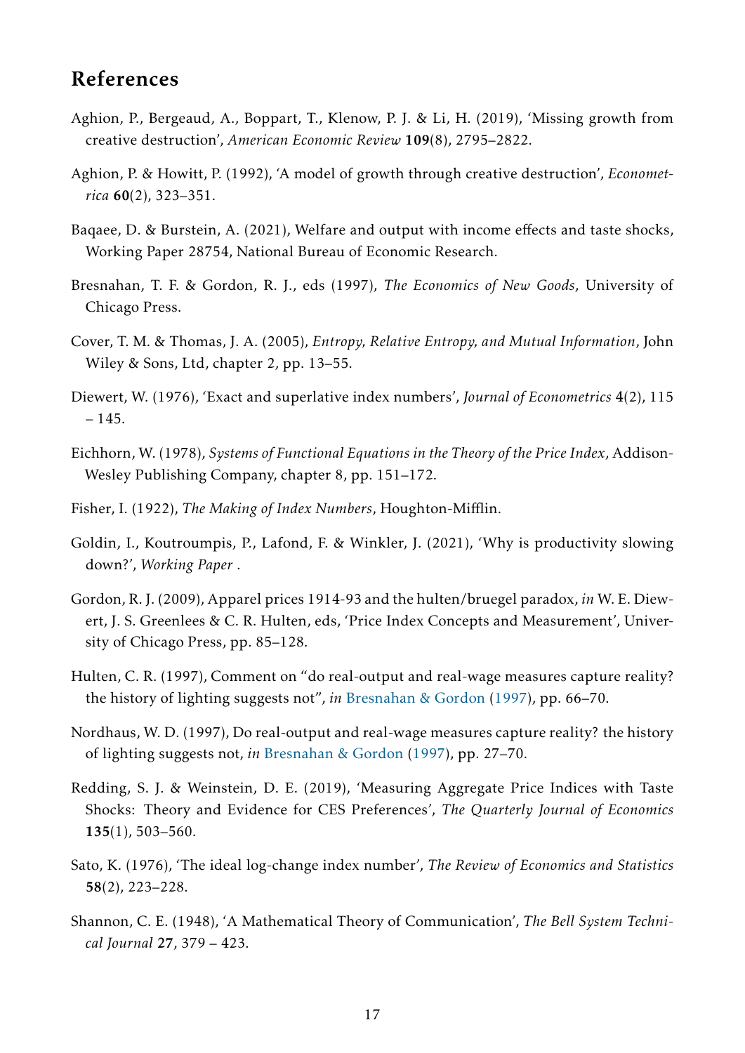## References

Aghion, P., Bergeaud, A., Boppart, T., Klenow, P. J. & Li, H. (2019), 'Missing growth from creative destruction', *American Economic Review* **109**(8), 2795–2822.

Aghion, P. & Howitt, P. (1992), 'A model of growth through creative destruction', *Econometrica* **60**(2), 323–351.

Baqaee, D. & Burstein, A. (2021), Welfare and output with income effects and taste shocks, Working Paper 28754, National Bureau of Economic Research.

Bresnahan, T. F. & Gordon, R. J., eds (1997), *The Economics of New Goods*, University of Chicago Press.

Cover, T. M. & Thomas, J. A. (2005), *Entropy, Relative Entropy, and Mutual Information*, John Wiley & Sons, Ltd, chapter 2, pp. 13–55.

Diewert, W. (1976), 'Exact and superlative index numbers', *Journal of Econometrics* **4**(2), 115 – 145.

Eichhorn, W. (1978), *Systems of Functional Equations in the Theory of the Price Index*, Addison-Wesley Publishing Company, chapter 8, pp. 151–172.

Fisher, I. (1922), *The Making of Index Numbers*, Houghton-Mifflin.

Goldin, I., Koutroumpis, P., Lafond, F. & Winkler, J. (2021), 'Why is productivity slowing down?', *Working Paper* .

Gordon, R. J. (2009), Apparel prices 1914-93 and the hulten/bruegel paradox, *in* W. E. Diewert, J. S. Greenlees & C. R. Hulten, eds, 'Price Index Concepts and Measurement', University of Chicago Press, pp. 85–128.

Hulten, C. R. (1997), Comment on "do real-output and real-wage measures capture reality? the history of lighting suggests not", *in* Bresnahan & Gordon (1997), pp. 66–70.

Nordhaus, W. D. (1997), Do real-output and real-wage measures capture reality? the history of lighting suggests not, *in* Bresnahan & Gordon (1997), pp. 27–70.

Redding, S. J. & Weinstein, D. E. (2019), 'Measuring Aggregate Price Indices with Taste Shocks: Theory and Evidence for CES Preferences', *The Quarterly Journal of Economics* **135**(1), 503–560.

Sato, K. (1976), 'The ideal log-change index number', *The Review of Economics and Statistics* **58**(2), 223–228.

Shannon, C. E. (1948), 'A Mathematical Theory of Communication', *The Bell System Technical Journal* **27**, 379 – 423.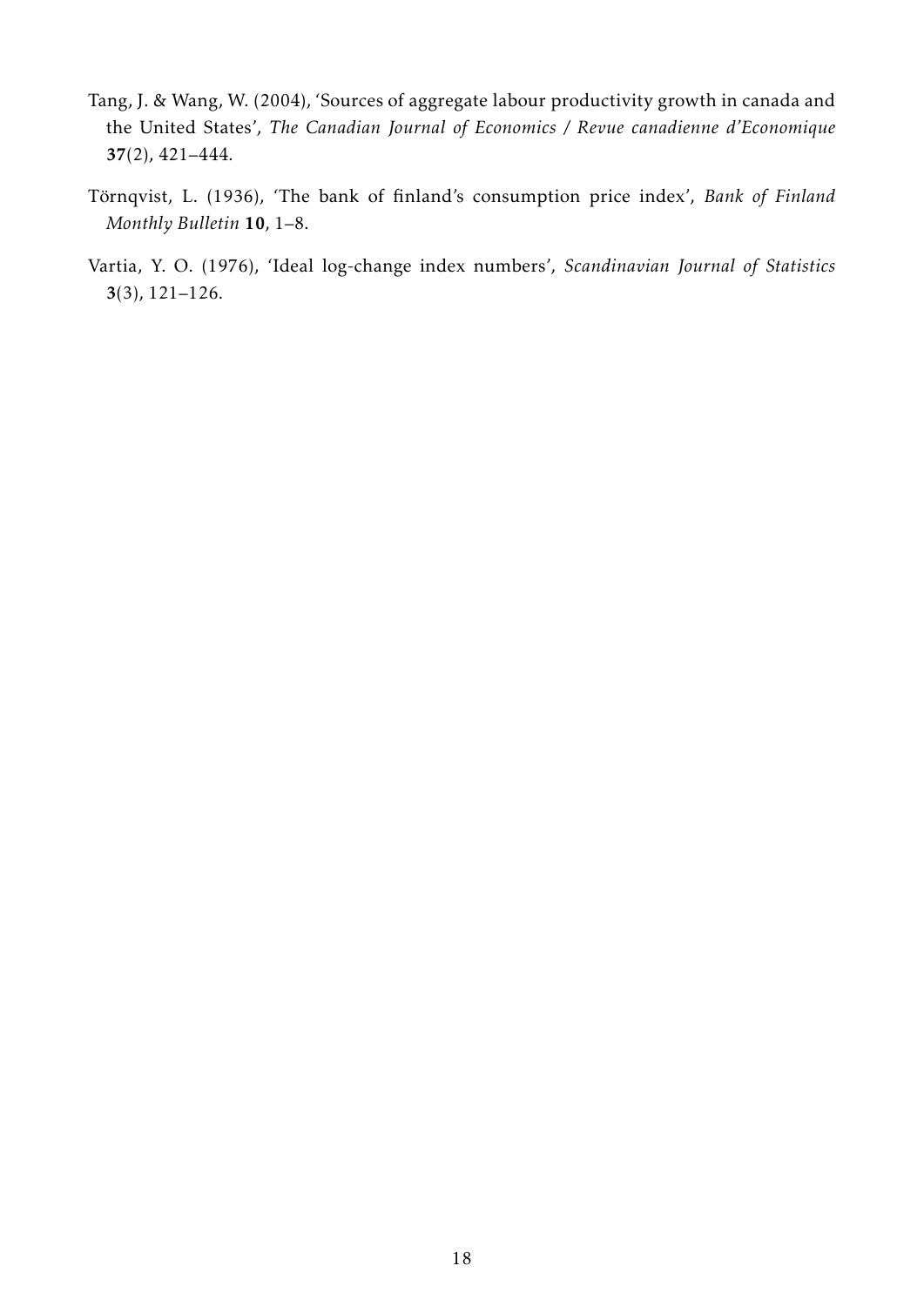Tang, J. & Wang, W. (2004), 'Sources of aggregate labour productivity growth in canada and the United States', *The Canadian Journal of Economics / Revue canadienne d'Economique* **37**(2), 421–444.

Törnqvist, L. (1936), 'The bank of finland's consumption price index', *Bank of Finland Monthly Bulletin* **10**, 1–8.

Vartia, Y. O. (1976), 'Ideal log-change index numbers', *Scandinavian Journal of Statistics* **3**(3), 121–126.